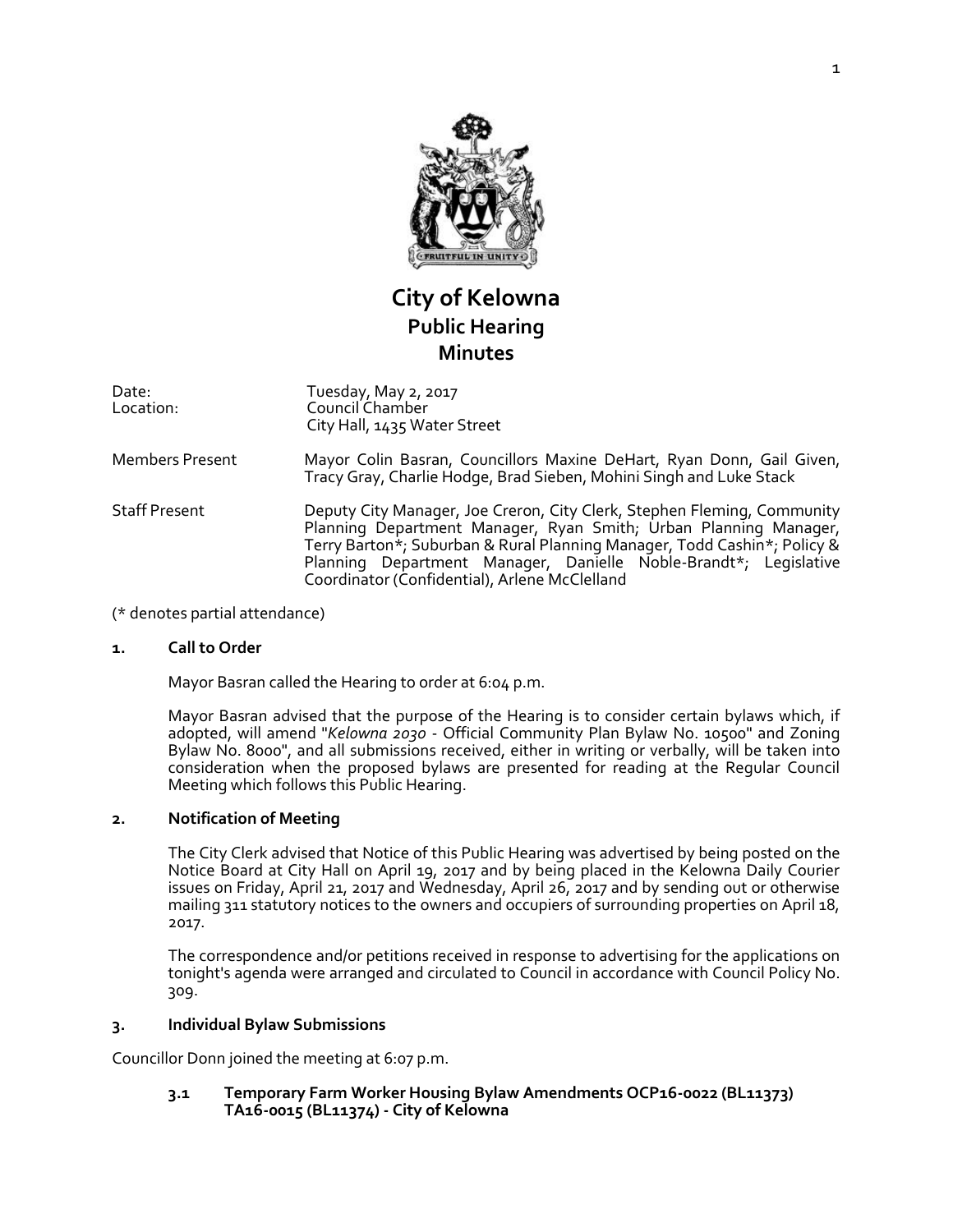# City of Kelowna
## Public Hearing
## Minutes

Date: Tuesday, May 2, 2017
Location: Council Chamber
City Hall, 1435 Water Street

Members Present: Mayor Colin Basran, Councillors Maxine DeHart, Ryan Donn, Gail Given, Tracy Gray, Charlie Hodge, Brad Sieben, Mohini Singh and Luke Stack

Staff Present: Deputy City Manager, Joe Creron, City Clerk, Stephen Fleming, Community Planning Department Manager, Ryan Smith; Urban Planning Manager, Terry Barton*; Suburban & Rural Planning Manager, Todd Cashin*; Policy & Planning Department Manager, Danielle Noble-Brandt*; Legislative Coordinator (Confidential), Arlene McClelland

(* denotes partial attendance)

### 1. Call to Order

Mayor Basran called the Hearing to order at 6:04 p.m.

Mayor Basran advised that the purpose of the Hearing is to consider certain bylaws which, if adopted, will amend "*Kelowna 2030* - Official Community Plan Bylaw No. 10500" and Zoning Bylaw No. 8000", and all submissions received, either in writing or verbally, will be taken into consideration when the proposed bylaws are presented for reading at the Regular Council Meeting which follows this Public Hearing.

### 2. Notification of Meeting

The City Clerk advised that Notice of this Public Hearing was advertised by being posted on the Notice Board at City Hall on April 19, 2017 and by being placed in the Kelowna Daily Courier issues on Friday, April 21, 2017 and Wednesday, April 26, 2017 and by sending out or otherwise mailing 311 statutory notices to the owners and occupiers of surrounding properties on April 18, 2017.

The correspondence and/or petitions received in response to advertising for the applications on tonight's agenda were arranged and circulated to Council in accordance with Council Policy No. 309.

### 3. Individual Bylaw Submissions

Councillor Donn joined the meeting at 6:07 p.m.

#### 3.1 Temporary Farm Worker Housing Bylaw Amendments OCP16-0022 (BL11373) TA16-0015 (BL11374) - City of Kelowna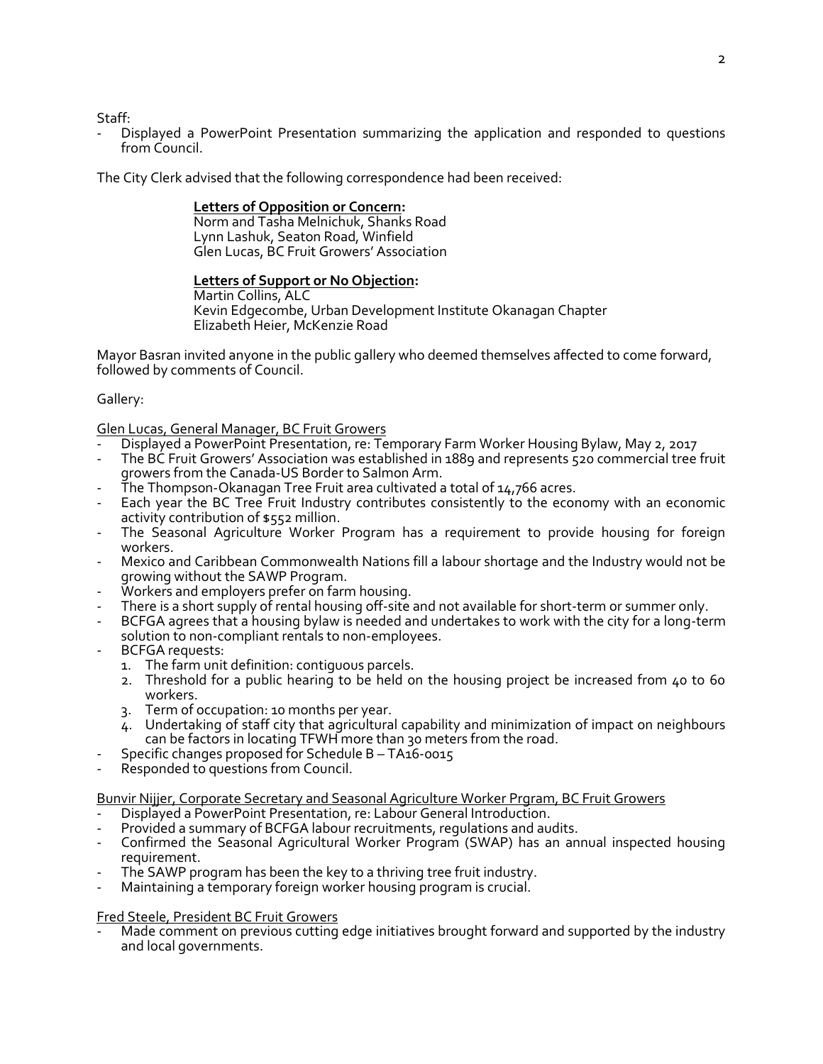Staff:

- Displayed a PowerPoint Presentation summarizing the application and responded to questions from Council.

The City Clerk advised that the following correspondence had been received:

**Letters of Opposition or Concern:**
Norm and Tasha Melnichuk, Shanks Road
Lynn Lashuk, Seaton Road, Winfield
Glen Lucas, BC Fruit Growers' Association

**Letters of Support or No Objection:**
Martin Collins, ALC
Kevin Edgecombe, Urban Development Institute Okanagan Chapter
Elizabeth Heier, McKenzie Road

Mayor Basran invited anyone in the public gallery who deemed themselves affected to come forward, followed by comments of Council.

Gallery:

Glen Lucas, General Manager, BC Fruit Growers

- Displayed a PowerPoint Presentation, re: Temporary Farm Worker Housing Bylaw, May 2, 2017
- The BC Fruit Growers' Association was established in 1889 and represents 520 commercial tree fruit growers from the Canada-US Border to Salmon Arm.
- The Thompson-Okanagan Tree Fruit area cultivated a total of 14,766 acres.
- Each year the BC Tree Fruit Industry contributes consistently to the economy with an economic activity contribution of $552 million.
- The Seasonal Agriculture Worker Program has a requirement to provide housing for foreign workers.
- Mexico and Caribbean Commonwealth Nations fill a labour shortage and the Industry would not be growing without the SAWP Program.
- Workers and employers prefer on farm housing.
- There is a short supply of rental housing off-site and not available for short-term or summer only.
- BCFGA agrees that a housing bylaw is needed and undertakes to work with the city for a long-term solution to non-compliant rentals to non-employees.
- BCFGA requests:
  1. The farm unit definition: contiguous parcels.
  2. Threshold for a public hearing to be held on the housing project be increased from 40 to 60 workers.
  3. Term of occupation: 10 months per year.
  4. Undertaking of staff city that agricultural capability and minimization of impact on neighbours can be factors in locating TFWH more than 30 meters from the road.
- Specific changes proposed for Schedule B – TA16-0015
- Responded to questions from Council.

Bunvir Nijjer, Corporate Secretary and Seasonal Agriculture Worker Prgram, BC Fruit Growers

- Displayed a PowerPoint Presentation, re: Labour General Introduction.
- Provided a summary of BCFGA labour recruitments, regulations and audits.
- Confirmed the Seasonal Agricultural Worker Program (SWAP) has an annual inspected housing requirement.
- The SAWP program has been the key to a thriving tree fruit industry.
- Maintaining a temporary foreign worker housing program is crucial.

Fred Steele, President BC Fruit Growers

- Made comment on previous cutting edge initiatives brought forward and supported by the industry and local governments.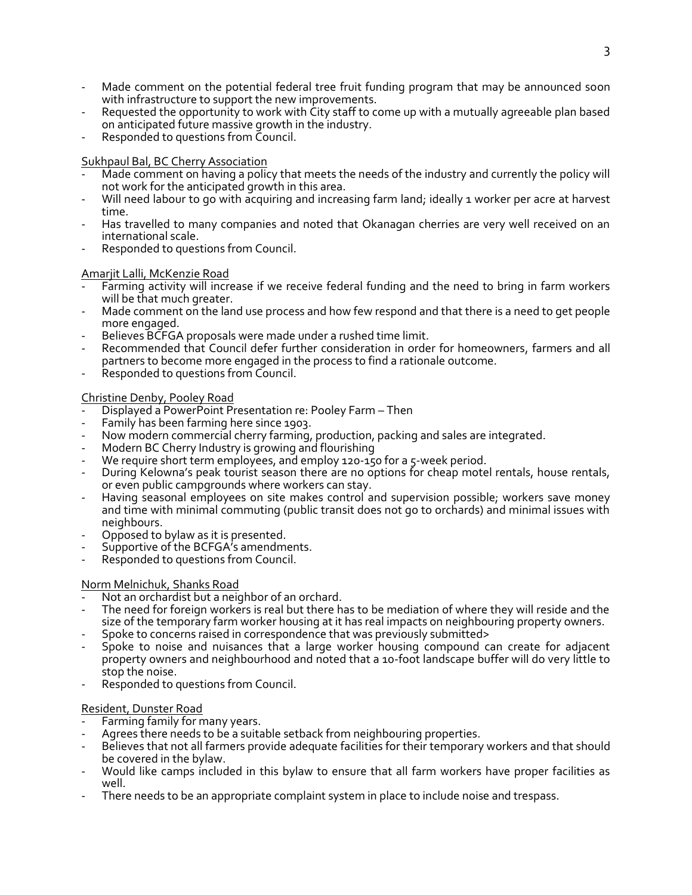- Made comment on the potential federal tree fruit funding program that may be announced soon with infrastructure to support the new improvements.
- Requested the opportunity to work with City staff to come up with a mutually agreeable plan based on anticipated future massive growth in the industry.
- Responded to questions from Council.

Sukhpaul Bal, BC Cherry Association

- Made comment on having a policy that meets the needs of the industry and currently the policy will not work for the anticipated growth in this area.
- Will need labour to go with acquiring and increasing farm land; ideally 1 worker per acre at harvest time.
- Has travelled to many companies and noted that Okanagan cherries are very well received on an international scale.
- Responded to questions from Council.

Amarjit Lalli, McKenzie Road

- Farming activity will increase if we receive federal funding and the need to bring in farm workers will be that much greater.
- Made comment on the land use process and how few respond and that there is a need to get people more engaged.
- Believes BCFGA proposals were made under a rushed time limit.
- Recommended that Council defer further consideration in order for homeowners, farmers and all partners to become more engaged in the process to find a rationale outcome.
- Responded to questions from Council.

Christine Denby, Pooley Road

- Displayed a PowerPoint Presentation re: Pooley Farm – Then
- Family has been farming here since 1903.
- Now modern commercial cherry farming, production, packing and sales are integrated.
- Modern BC Cherry Industry is growing and flourishing
- We require short term employees, and employ 120-150 for a 5-week period.
- During Kelowna's peak tourist season there are no options for cheap motel rentals, house rentals, or even public campgrounds where workers can stay.
- Having seasonal employees on site makes control and supervision possible; workers save money and time with minimal commuting (public transit does not go to orchards) and minimal issues with neighbours.
- Opposed to bylaw as it is presented.
- Supportive of the BCFGA's amendments.
- Responded to questions from Council.

Norm Melnichuk, Shanks Road

- Not an orchardist but a neighbor of an orchard.
- The need for foreign workers is real but there has to be mediation of where they will reside and the size of the temporary farm worker housing at it has real impacts on neighbouring property owners.
- Spoke to concerns raised in correspondence that was previously submitted>
- Spoke to noise and nuisances that a large worker housing compound can create for adjacent property owners and neighbourhood and noted that a 10-foot landscape buffer will do very little to stop the noise.
- Responded to questions from Council.

Resident, Dunster Road

- Farming family for many years.
- Agrees there needs to be a suitable setback from neighbouring properties.
- Believes that not all farmers provide adequate facilities for their temporary workers and that should be covered in the bylaw.
- Would like camps included in this bylaw to ensure that all farm workers have proper facilities as well.
- There needs to be an appropriate complaint system in place to include noise and trespass.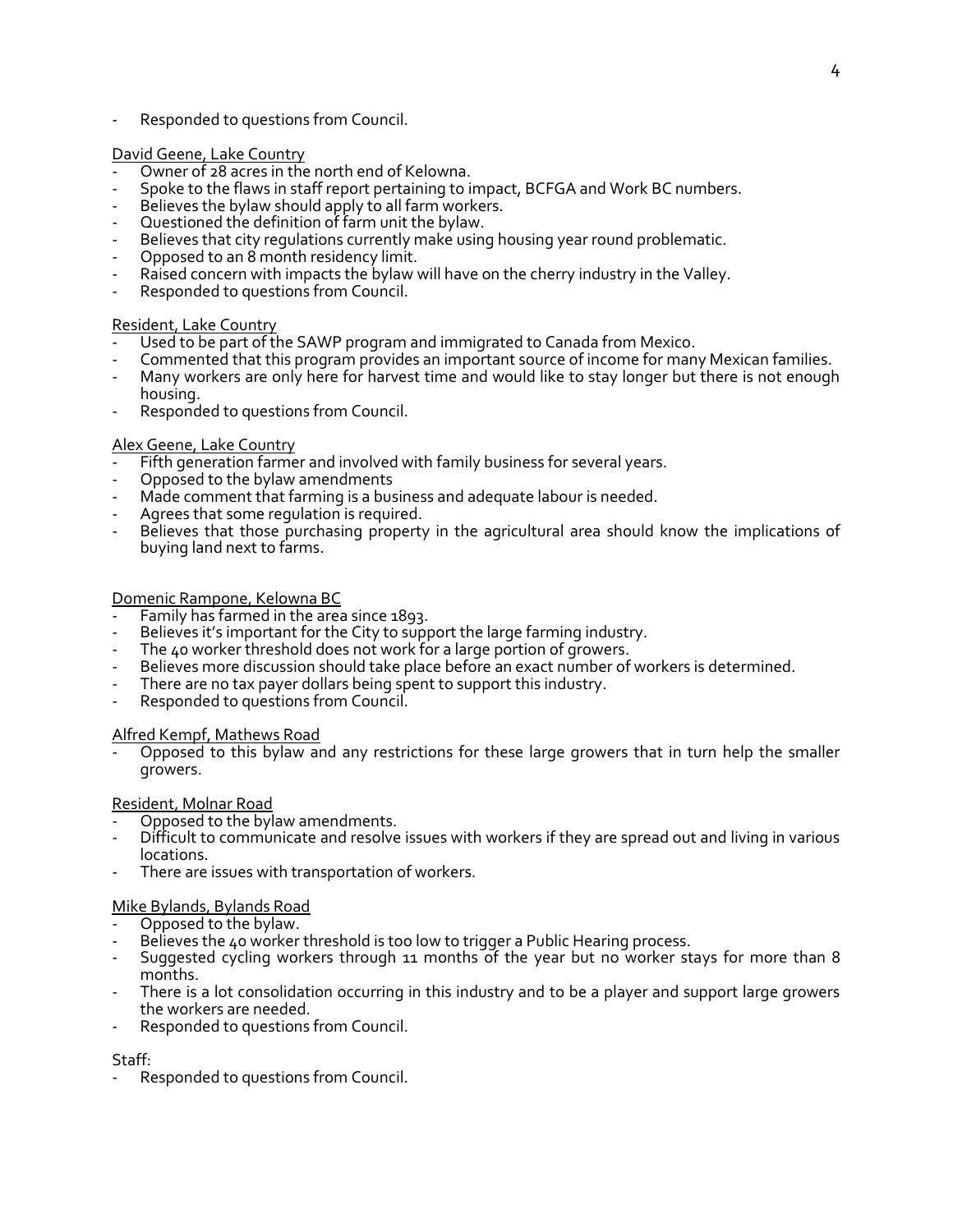- Responded to questions from Council.

David Geene, Lake Country

- Owner of 28 acres in the north end of Kelowna.
- Spoke to the flaws in staff report pertaining to impact, BCFGA and Work BC numbers.
- Believes the bylaw should apply to all farm workers.
- Questioned the definition of farm unit the bylaw.
- Believes that city regulations currently make using housing year round problematic.
- Opposed to an 8 month residency limit.
- Raised concern with impacts the bylaw will have on the cherry industry in the Valley.
- Responded to questions from Council.

Resident, Lake Country

- Used to be part of the SAWP program and immigrated to Canada from Mexico.
- Commented that this program provides an important source of income for many Mexican families.
- Many workers are only here for harvest time and would like to stay longer but there is not enough housing.
- Responded to questions from Council.

Alex Geene, Lake Country

- Fifth generation farmer and involved with family business for several years.
- Opposed to the bylaw amendments
- Made comment that farming is a business and adequate labour is needed.
- Agrees that some regulation is required.
- Believes that those purchasing property in the agricultural area should know the implications of buying land next to farms.

Domenic Rampone, Kelowna BC

- Family has farmed in the area since 1893.
- Believes it's important for the City to support the large farming industry.
- The 40 worker threshold does not work for a large portion of growers.
- Believes more discussion should take place before an exact number of workers is determined.
- There are no tax payer dollars being spent to support this industry.
- Responded to questions from Council.

Alfred Kempf, Mathews Road

- Opposed to this bylaw and any restrictions for these large growers that in turn help the smaller growers.

Resident, Molnar Road

- Opposed to the bylaw amendments.
- Difficult to communicate and resolve issues with workers if they are spread out and living in various locations.
- There are issues with transportation of workers.

Mike Bylands, Bylands Road

- Opposed to the bylaw.
- Believes the 40 worker threshold is too low to trigger a Public Hearing process.
- Suggested cycling workers through 11 months of the year but no worker stays for more than 8 months.
- There is a lot consolidation occurring in this industry and to be a player and support large growers the workers are needed.
- Responded to questions from Council.

Staff:

- Responded to questions from Council.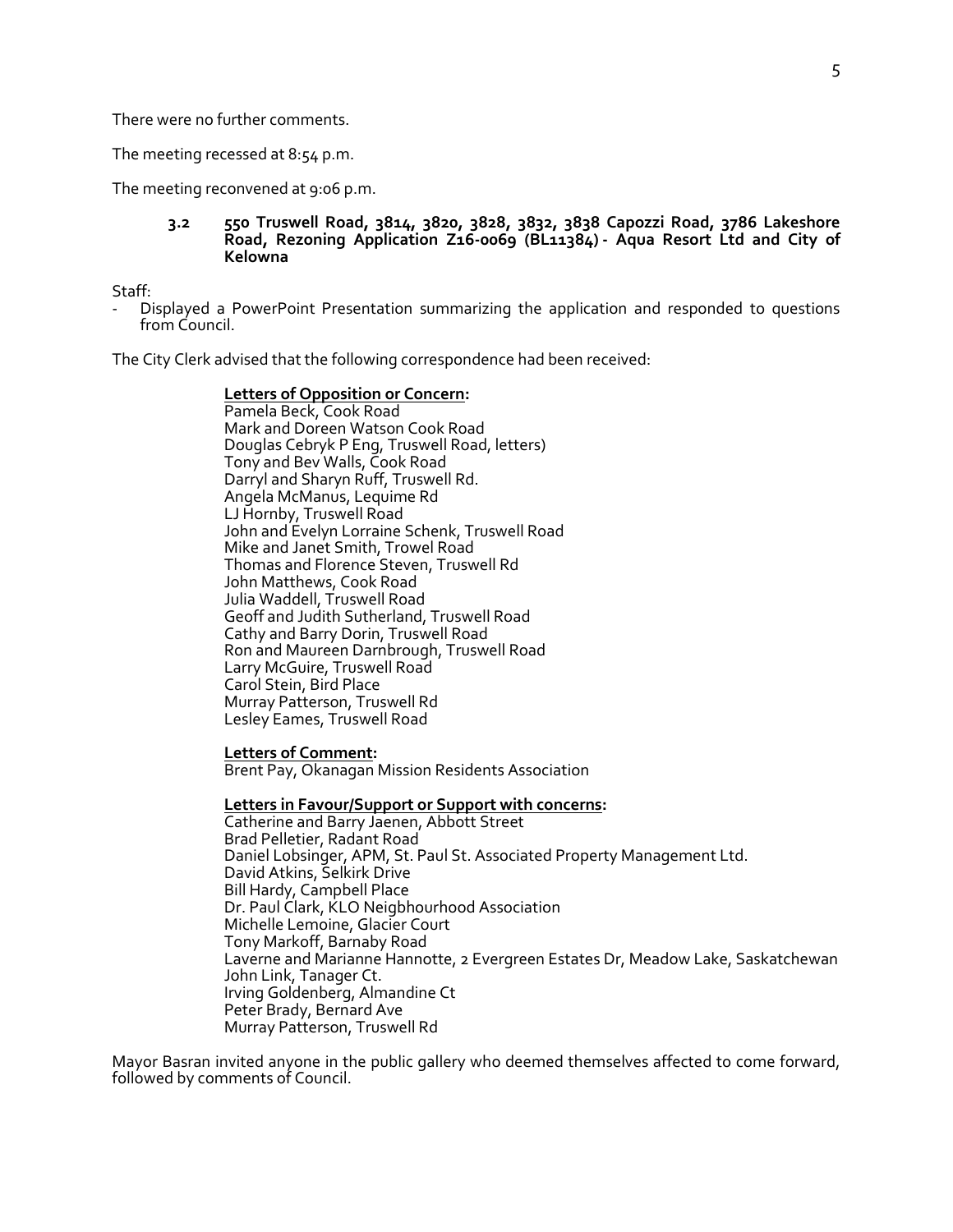There were no further comments.

The meeting recessed at 8:54 p.m.

The meeting reconvened at 9:06 p.m.

### 3.2 550 Truswell Road, 3814, 3820, 3828, 3832, 3838 Capozzi Road, 3786 Lakeshore Road, Rezoning Application Z16-0069 (BL11384) - Aqua Resort Ltd and City of Kelowna

Staff:
- Displayed a PowerPoint Presentation summarizing the application and responded to questions from Council.

The City Clerk advised that the following correspondence had been received:

**Letters of Opposition or Concern:**
Pamela Beck, Cook Road
Mark and Doreen Watson Cook Road
Douglas Cebryk P Eng, Truswell Road, letters)
Tony and Bev Walls, Cook Road
Darryl and Sharyn Ruff, Truswell Rd.
Angela McManus, Lequime Rd
LJ Hornby, Truswell Road
John and Evelyn Lorraine Schenk, Truswell Road
Mike and Janet Smith, Trowel Road
Thomas and Florence Steven, Truswell Rd
John Matthews, Cook Road
Julia Waddell, Truswell Road
Geoff and Judith Sutherland, Truswell Road
Cathy and Barry Dorin, Truswell Road
Ron and Maureen Darnbrough, Truswell Road
Larry McGuire, Truswell Road
Carol Stein, Bird Place
Murray Patterson, Truswell Rd
Lesley Eames, Truswell Road

**Letters of Comment:**
Brent Pay, Okanagan Mission Residents Association

**Letters in Favour/Support or Support with concerns:**
Catherine and Barry Jaenen, Abbott Street
Brad Pelletier, Radant Road
Daniel Lobsinger, APM, St. Paul St. Associated Property Management Ltd.
David Atkins, Selkirk Drive
Bill Hardy, Campbell Place
Dr. Paul Clark, KLO Neigbhourhood Association
Michelle Lemoine, Glacier Court
Tony Markoff, Barnaby Road
Laverne and Marianne Hannotte, 2 Evergreen Estates Dr, Meadow Lake, Saskatchewan
John Link, Tanager Ct.
Irving Goldenberg, Almandine Ct
Peter Brady, Bernard Ave
Murray Patterson, Truswell Rd

Mayor Basran invited anyone in the public gallery who deemed themselves affected to come forward, followed by comments of Council.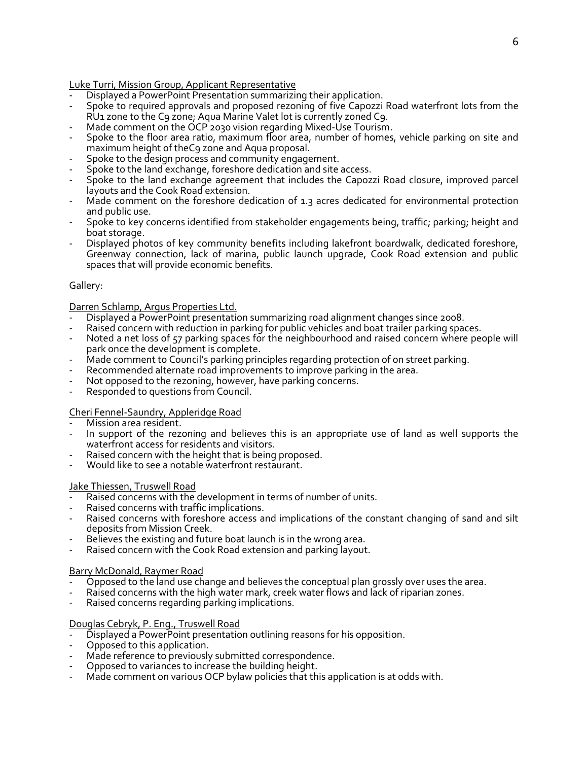Luke Turri, Mission Group, Applicant Representative

- Displayed a PowerPoint Presentation summarizing their application.
- Spoke to required approvals and proposed rezoning of five Capozzi Road waterfront lots from the RU1 zone to the C9 zone; Aqua Marine Valet lot is currently zoned C9.
- Made comment on the OCP 2030 vision regarding Mixed-Use Tourism.
- Spoke to the floor area ratio, maximum floor area, number of homes, vehicle parking on site and maximum height of theC9 zone and Aqua proposal.
- Spoke to the design process and community engagement.
- Spoke to the land exchange, foreshore dedication and site access.
- Spoke to the land exchange agreement that includes the Capozzi Road closure, improved parcel layouts and the Cook Road extension.
- Made comment on the foreshore dedication of 1.3 acres dedicated for environmental protection and public use.
- Spoke to key concerns identified from stakeholder engagements being, traffic; parking; height and boat storage.
- Displayed photos of key community benefits including lakefront boardwalk, dedicated foreshore, Greenway connection, lack of marina, public launch upgrade, Cook Road extension and public spaces that will provide economic benefits.

Gallery:

Darren Schlamp, Argus Properties Ltd.

- Displayed a PowerPoint presentation summarizing road alignment changes since 2008.
- Raised concern with reduction in parking for public vehicles and boat trailer parking spaces.
- Noted a net loss of 57 parking spaces for the neighbourhood and raised concern where people will park once the development is complete.
- Made comment to Council's parking principles regarding protection of on street parking.
- Recommended alternate road improvements to improve parking in the area.
- Not opposed to the rezoning, however, have parking concerns.
- Responded to questions from Council.

Cheri Fennel-Saundry, Appleridge Road

- Mission area resident.
- In support of the rezoning and believes this is an appropriate use of land as well supports the waterfront access for residents and visitors.
- Raised concern with the height that is being proposed.
- Would like to see a notable waterfront restaurant.

Jake Thiessen, Truswell Road

- Raised concerns with the development in terms of number of units.
- Raised concerns with traffic implications.
- Raised concerns with foreshore access and implications of the constant changing of sand and silt deposits from Mission Creek.
- Believes the existing and future boat launch is in the wrong area.
- Raised concern with the Cook Road extension and parking layout.

Barry McDonald, Raymer Road

- Opposed to the land use change and believes the conceptual plan grossly over uses the area.
- Raised concerns with the high water mark, creek water flows and lack of riparian zones.
- Raised concerns regarding parking implications.

Douglas Cebryk, P. Eng., Truswell Road

- Displayed a PowerPoint presentation outlining reasons for his opposition.
- Opposed to this application.
- Made reference to previously submitted correspondence.
- Opposed to variances to increase the building height.
- Made comment on various OCP bylaw policies that this application is at odds with.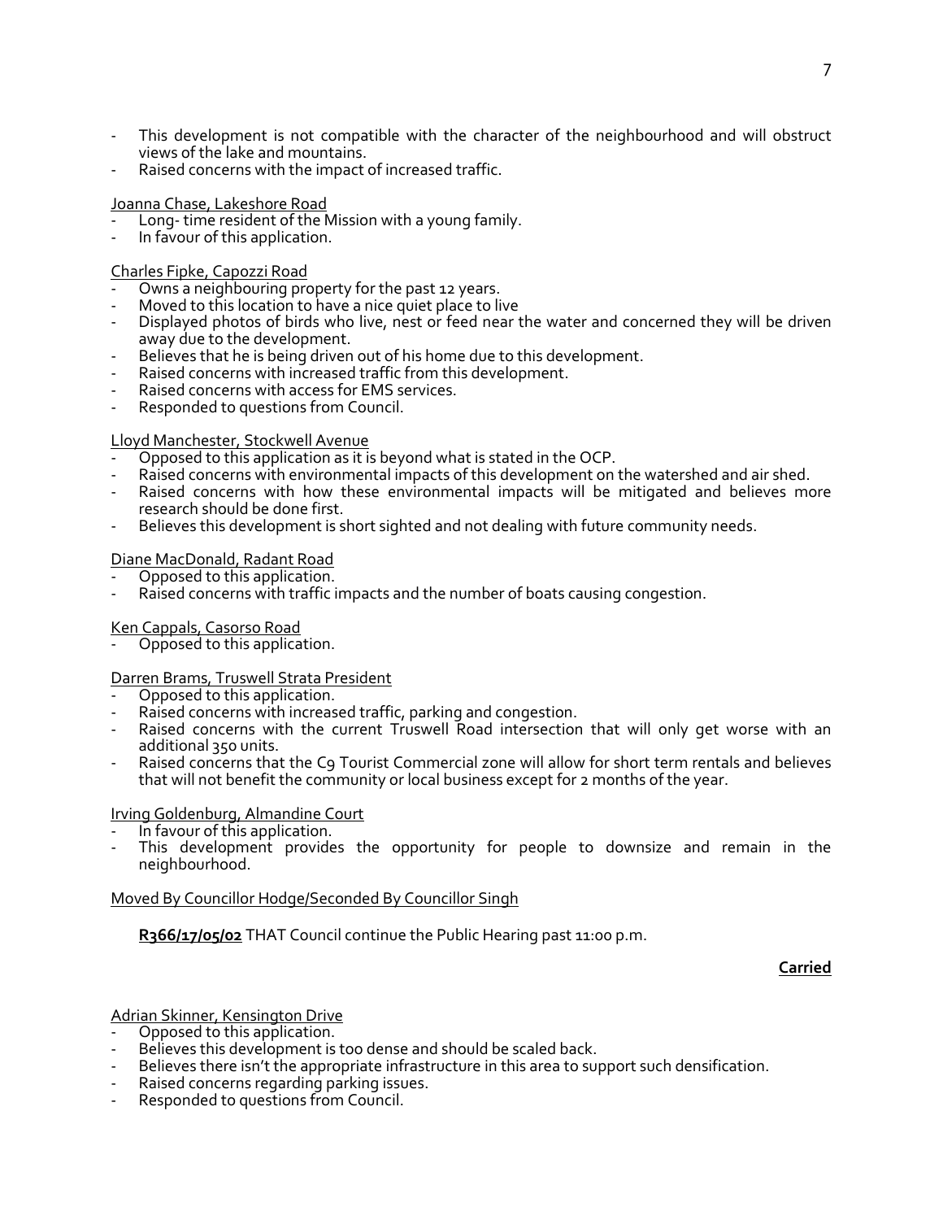- This development is not compatible with the character of the neighbourhood and will obstruct views of the lake and mountains.
- Raised concerns with the impact of increased traffic.

Joanna Chase, Lakeshore Road

- Long- time resident of the Mission with a young family.
- In favour of this application.

Charles Fipke, Capozzi Road

- Owns a neighbouring property for the past 12 years.
- Moved to this location to have a nice quiet place to live
- Displayed photos of birds who live, nest or feed near the water and concerned they will be driven away due to the development.
- Believes that he is being driven out of his home due to this development.
- Raised concerns with increased traffic from this development.
- Raised concerns with access for EMS services.
- Responded to questions from Council.

Lloyd Manchester, Stockwell Avenue

- Opposed to this application as it is beyond what is stated in the OCP.
- Raised concerns with environmental impacts of this development on the watershed and air shed.
- Raised concerns with how these environmental impacts will be mitigated and believes more research should be done first.
- Believes this development is short sighted and not dealing with future community needs.

Diane MacDonald, Radant Road

- Opposed to this application.
- Raised concerns with traffic impacts and the number of boats causing congestion.

Ken Cappals, Casorso Road

- Opposed to this application.

Darren Brams, Truswell Strata President

- Opposed to this application.
- Raised concerns with increased traffic, parking and congestion.
- Raised concerns with the current Truswell Road intersection that will only get worse with an additional 350 units.
- Raised concerns that the C9 Tourist Commercial zone will allow for short term rentals and believes that will not benefit the community or local business except for 2 months of the year.

Irving Goldenburg, Almandine Court

- In favour of this application.
- This development provides the opportunity for people to downsize and remain in the neighbourhood.

Moved By Councillor Hodge/Seconded By Councillor Singh

**R366/17/05/02** THAT Council continue the Public Hearing past 11:00 p.m.

**Carried**

Adrian Skinner, Kensington Drive

- Opposed to this application.
- Believes this development is too dense and should be scaled back.
- Believes there isn't the appropriate infrastructure in this area to support such densification.
- Raised concerns regarding parking issues.
- Responded to questions from Council.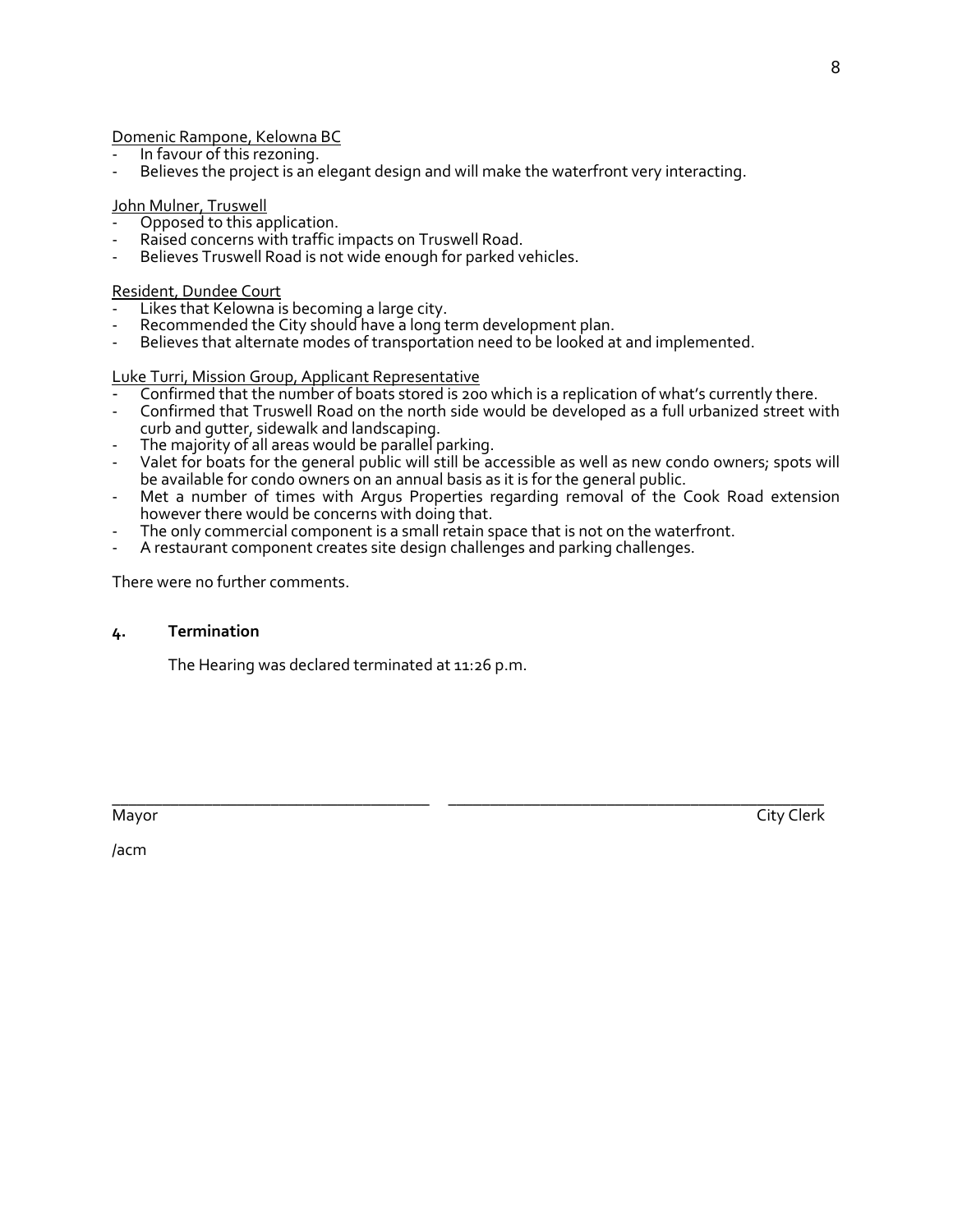Domenic Rampone, Kelowna BC

- In favour of this rezoning.
- Believes the project is an elegant design and will make the waterfront very interacting.

John Mulner, Truswell

- Opposed to this application.
- Raised concerns with traffic impacts on Truswell Road.
- Believes Truswell Road is not wide enough for parked vehicles.

Resident, Dundee Court

- Likes that Kelowna is becoming a large city.
- Recommended the City should have a long term development plan.
- Believes that alternate modes of transportation need to be looked at and implemented.

Luke Turri, Mission Group, Applicant Representative

- Confirmed that the number of boats stored is 200 which is a replication of what's currently there.
- Confirmed that Truswell Road on the north side would be developed as a full urbanized street with curb and gutter, sidewalk and landscaping.
- The majority of all areas would be parallel parking.
- Valet for boats for the general public will still be accessible as well as new condo owners; spots will be available for condo owners on an annual basis as it is for the general public.
- Met a number of times with Argus Properties regarding removal of the Cook Road extension however there would be concerns with doing that.
- The only commercial component is a small retain space that is not on the waterfront.
- A restaurant component creates site design challenges and parking challenges.

There were no further comments.

## 4. Termination

The Hearing was declared terminated at 11:26 p.m.

\_\_\_\_\_\_\_\_\_\_\_\_\_\_\_\_\_\_\_\_\_\_\_\_\_\_\_\_\_\_\_\_\_\_\_\_ \_\_\_\_\_\_\_\_\_\_\_\_\_\_\_\_\_\_\_\_\_\_\_\_\_\_\_\_\_\_\_\_\_\_\_\_

Mayor City Clerk

/acm